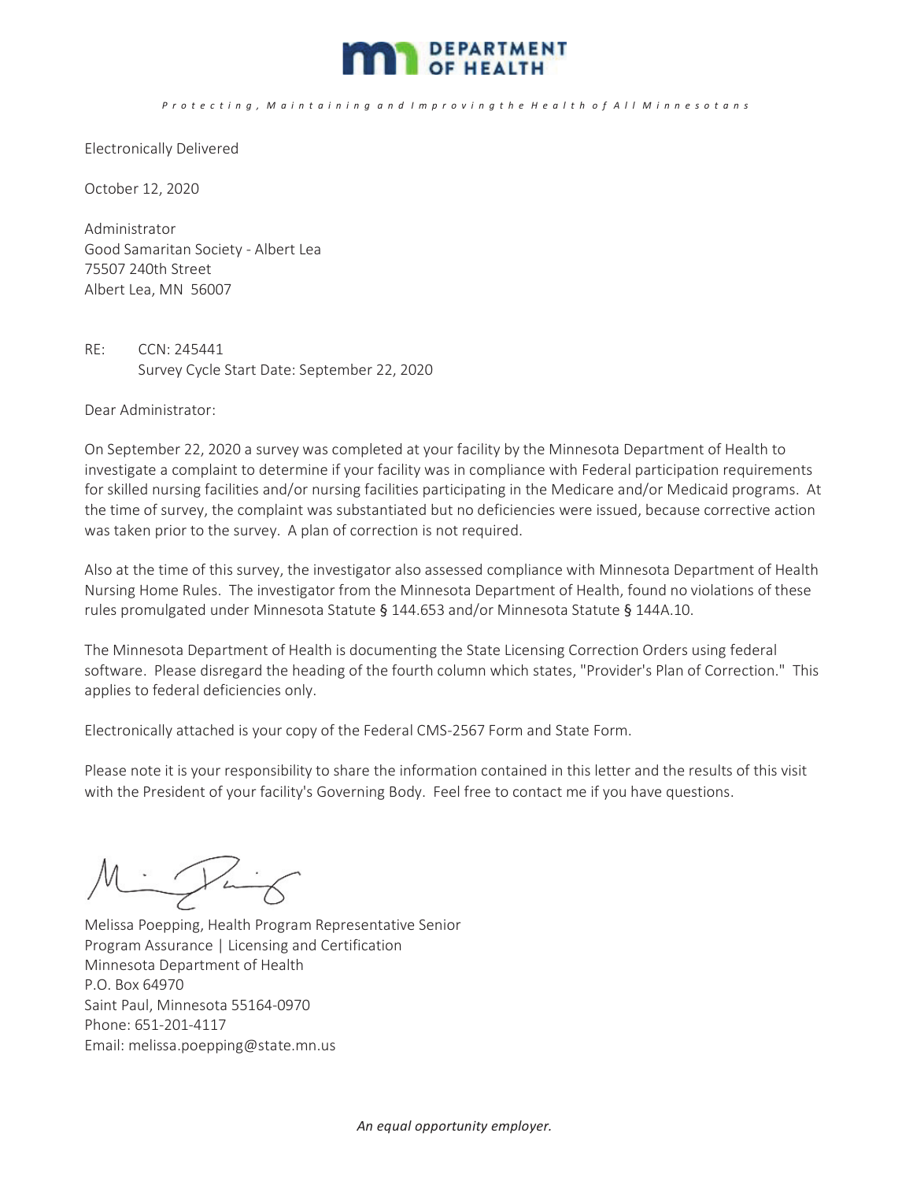**DEPARTMENT OF HEALTH**

*Protecting, Maintaining and Improving the Health of All Minnesotans*

Electronically Delivered

October 12, 2020

Administrator
Good Samaritan Society - Albert Lea
75507 240th Street
Albert Lea, MN 56007

RE: CCN: 245441
Survey Cycle Start Date: September 22, 2020

Dear Administrator:

On September 22, 2020 a survey was completed at your facility by the Minnesota Department of Health to investigate a complaint to determine if your facility was in compliance with Federal participation requirements for skilled nursing facilities and/or nursing facilities participating in the Medicare and/or Medicaid programs. At the time of survey, the complaint was substantiated but no deficiencies were issued, because corrective action was taken prior to the survey. A plan of correction is not required.

Also at the time of this survey, the investigator also assessed compliance with Minnesota Department of Health Nursing Home Rules. The investigator from the Minnesota Department of Health, found no violations of these rules promulgated under Minnesota Statute § 144.653 and/or Minnesota Statute § 144A.10.

The Minnesota Department of Health is documenting the State Licensing Correction Orders using federal software. Please disregard the heading of the fourth column which states, "Provider's Plan of Correction." This applies to federal deficiencies only.

Electronically attached is your copy of the Federal CMS-2567 Form and State Form.

Please note it is your responsibility to share the information contained in this letter and the results of this visit with the President of your facility's Governing Body. Feel free to contact me if you have questions.

Melissa Poepping, Health Program Representative Senior
Program Assurance | Licensing and Certification
Minnesota Department of Health
P.O. Box 64970
Saint Paul, Minnesota 55164-0970
Phone: 651-201-4117
Email: melissa.poepping@state.mn.us

*An equal opportunity employer.*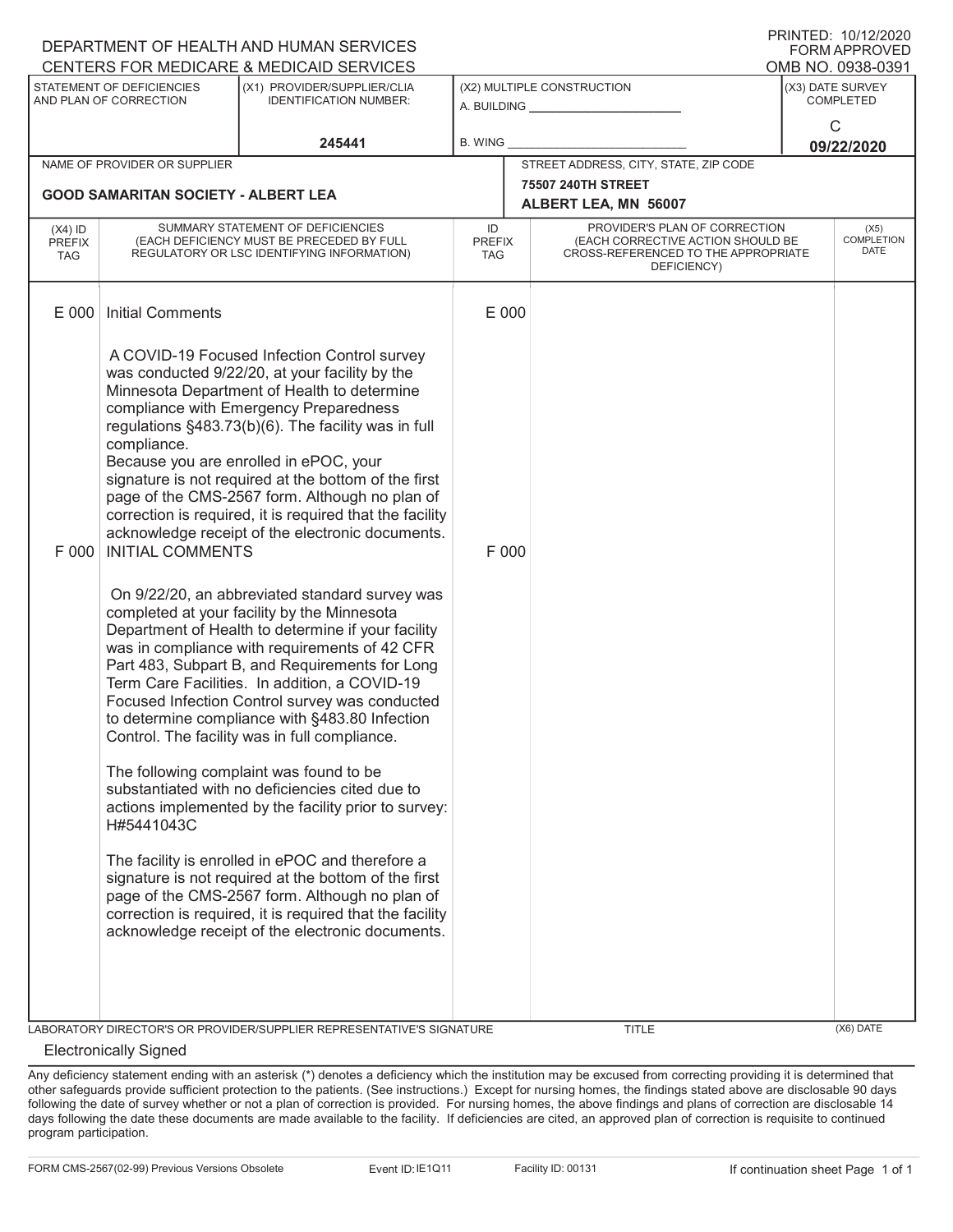PRINTED: 10/12/2020
FORM APPROVED
OMB NO. 0938-0391

DEPARTMENT OF HEALTH AND HUMAN SERVICES
CENTERS FOR MEDICARE & MEDICAID SERVICES

| STATEMENT OF DEFICIENCIES AND PLAN OF CORRECTION | (X1) PROVIDER/SUPPLIER/CLIA IDENTIFICATION NUMBER: | (X2) MULTIPLE CONSTRUCTION | (X3) DATE SURVEY COMPLETED |
|---|---|---|---|
| | 245441 | A. BUILDING ______ B. WING ______ | C 09/22/2020 |

| NAME OF PROVIDER OR SUPPLIER | STREET ADDRESS, CITY, STATE, ZIP CODE |
|---|---|
| GOOD SAMARITAN SOCIETY - ALBERT LEA | 75507 240TH STREET ALBERT LEA, MN 56007 |

| (X4) ID PREFIX TAG | SUMMARY STATEMENT OF DEFICIENCIES (EACH DEFICIENCY MUST BE PRECEDED BY FULL REGULATORY OR LSC IDENTIFYING INFORMATION) | ID PREFIX TAG | PROVIDER'S PLAN OF CORRECTION (EACH CORRECTIVE ACTION SHOULD BE CROSS-REFERENCED TO THE APPROPRIATE DEFICIENCY) | (X5) COMPLETION DATE |
|---|---|---|---|---|
| E 000 | Initial Comments<br><br>A COVID-19 Focused Infection Control survey was conducted 9/22/20, at your facility by the Minnesota Department of Health to determine compliance with Emergency Preparedness regulations §483.73(b)(6). The facility was in full compliance.<br>Because you are enrolled in ePOC, your signature is not required at the bottom of the first page of the CMS-2567 form. Although no plan of correction is required, it is required that the facility acknowledge receipt of the electronic documents. | E 000 | | |
| F 000 | INITIAL COMMENTS<br><br>On 9/22/20, an abbreviated standard survey was completed at your facility by the Minnesota Department of Health to determine if your facility was in compliance with requirements of 42 CFR Part 483, Subpart B, and Requirements for Long Term Care Facilities. In addition, a COVID-19 Focused Infection Control survey was conducted to determine compliance with §483.80 Infection Control. The facility was in full compliance.<br><br>The following complaint was found to be substantiated with no deficiencies cited due to actions implemented by the facility prior to survey: H#5441043C<br><br>The facility is enrolled in ePOC and therefore a signature is not required at the bottom of the first page of the CMS-2567 form. Although no plan of correction is required, it is required that the facility acknowledge receipt of the electronic documents. | F 000 | | |

LABORATORY DIRECTOR'S OR PROVIDER/SUPPLIER REPRESENTATIVE'S SIGNATURE: Electronically Signed | TITLE | (X6) DATE

Any deficiency statement ending with an asterisk (*) denotes a deficiency which the institution may be excused from correcting providing it is determined that other safeguards provide sufficient protection to the patients. (See instructions.) Except for nursing homes, the findings stated above are disclosable 90 days following the date of survey whether or not a plan of correction is provided. For nursing homes, the above findings and plans of correction are disclosable 14 days following the date these documents are made available to the facility. If deficiencies are cited, an approved plan of correction is requisite to continued program participation.

FORM CMS-2567(02-99) Previous Versions Obsolete | Event ID: IE1Q11 | Facility ID: 00131 | If continuation sheet Page 1 of 1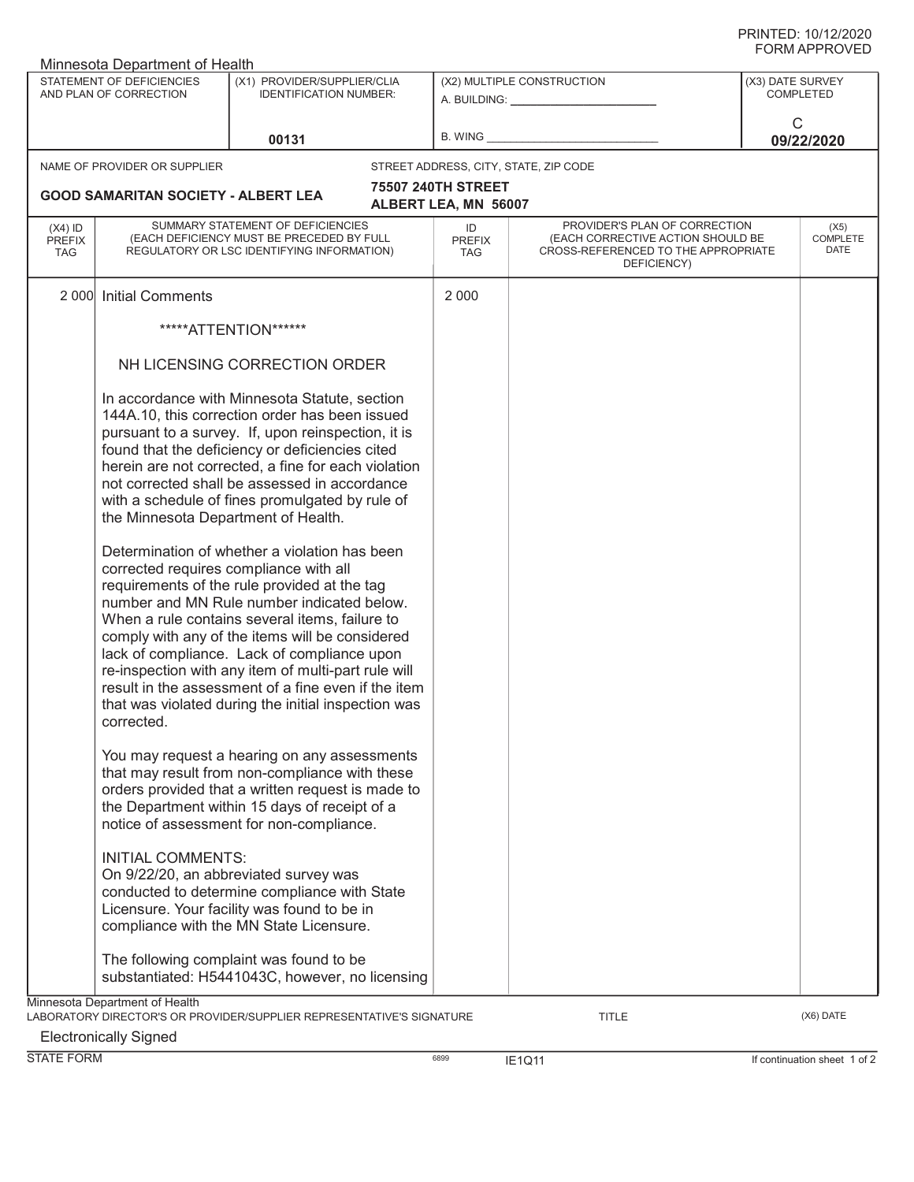Minnesota Department of Health

| STATEMENT OF DEFICIENCIES AND PLAN OF CORRECTION | (X1) PROVIDER/SUPPLIER/CLIA IDENTIFICATION NUMBER: | (X2) MULTIPLE CONSTRUCTION | (X3) DATE SURVEY COMPLETED |
|---|---|---|---|
| | 00131 | A. BUILDING: ______ B. WING ______ | C 09/22/2020 |

| NAME OF PROVIDER OR SUPPLIER | STREET ADDRESS, CITY, STATE, ZIP CODE |
|---|---|
| GOOD SAMARITAN SOCIETY - ALBERT LEA | 75507 240TH STREET ALBERT LEA, MN 56007 |

| (X4) ID PREFIX TAG | SUMMARY STATEMENT OF DEFICIENCIES (EACH DEFICIENCY MUST BE PRECEDED BY FULL REGULATORY OR LSC IDENTIFYING INFORMATION) | ID PREFIX TAG | PROVIDER'S PLAN OF CORRECTION (EACH CORRECTIVE ACTION SHOULD BE CROSS-REFERENCED TO THE APPROPRIATE DEFICIENCY) | (X5) COMPLETE DATE |
|---|---|---|---|---|
| 2 000 | Initial Comments | 2 000 | | |

*****ATTENTION******

NH LICENSING CORRECTION ORDER

In accordance with Minnesota Statute, section 144A.10, this correction order has been issued pursuant to a survey. If, upon reinspection, it is found that the deficiency or deficiencies cited herein are not corrected, a fine for each violation not corrected shall be assessed in accordance with a schedule of fines promulgated by rule of the Minnesota Department of Health.

Determination of whether a violation has been corrected requires compliance with all requirements of the rule provided at the tag number and MN Rule number indicated below. When a rule contains several items, failure to comply with any of the items will be considered lack of compliance. Lack of compliance upon re-inspection with any item of multi-part rule will result in the assessment of a fine even if the item that was violated during the initial inspection was corrected.

You may request a hearing on any assessments that may result from non-compliance with these orders provided that a written request is made to the Department within 15 days of receipt of a notice of assessment for non-compliance.

INITIAL COMMENTS:
On 9/22/20, an abbreviated survey was conducted to determine compliance with State Licensure. Your facility was found to be in compliance with the MN State Licensure.

The following complaint was found to be substantiated: H5441043C, however, no licensing

Minnesota Department of Health
LABORATORY DIRECTOR'S OR PROVIDER/SUPPLIER REPRESENTATIVE'S SIGNATURE — TITLE — (X6) DATE

Electronically Signed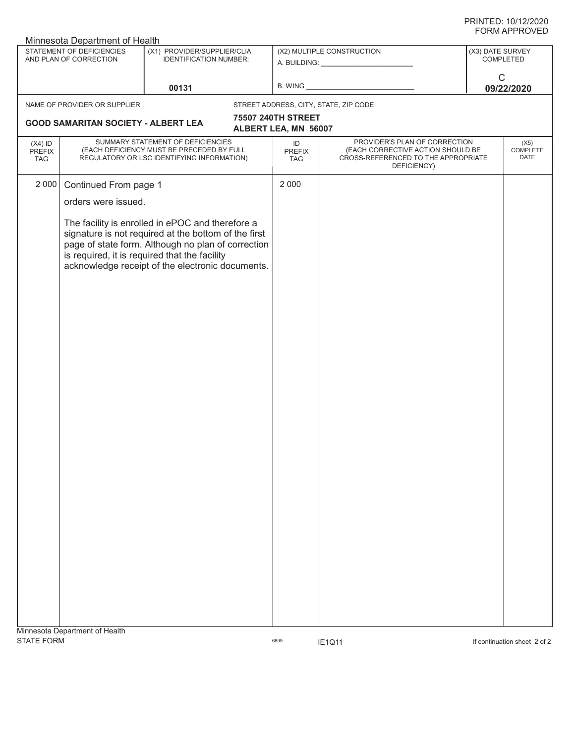PRINTED: 10/12/2020
FORM APPROVED

Minnesota Department of Health

| STATEMENT OF DEFICIENCIES AND PLAN OF CORRECTION | (X1) PROVIDER/SUPPLIER/CLIA IDENTIFICATION NUMBER: | (X2) MULTIPLE CONSTRUCTION | (X3) DATE SURVEY COMPLETED |
|---|---|---|---|
| | 00131 | A. BUILDING: ______ B. WING ______ | C 09/22/2020 |

NAME OF PROVIDER OR SUPPLIER: **GOOD SAMARITAN SOCIETY - ALBERT LEA**

STREET ADDRESS, CITY, STATE, ZIP CODE: **75507 240TH STREET ALBERT LEA, MN 56007**

| (X4) ID PREFIX TAG | SUMMARY STATEMENT OF DEFICIENCIES (EACH DEFICIENCY MUST BE PRECEDED BY FULL REGULATORY OR LSC IDENTIFYING INFORMATION) | ID PREFIX TAG | PROVIDER'S PLAN OF CORRECTION (EACH CORRECTIVE ACTION SHOULD BE CROSS-REFERENCED TO THE APPROPRIATE DEFICIENCY) | (X5) COMPLETE DATE |
|---|---|---|---|---|
| 2 000 | Continued From page 1<br><br>orders were issued.<br><br>The facility is enrolled in ePOC and therefore a signature is not required at the bottom of the first page of state form. Although no plan of correction is required, it is required that the facility acknowledge receipt of the electronic documents. | 2 000 | | |

Minnesota Department of Health
STATE FORM 6899 IE1Q11 If continuation sheet 2 of 2